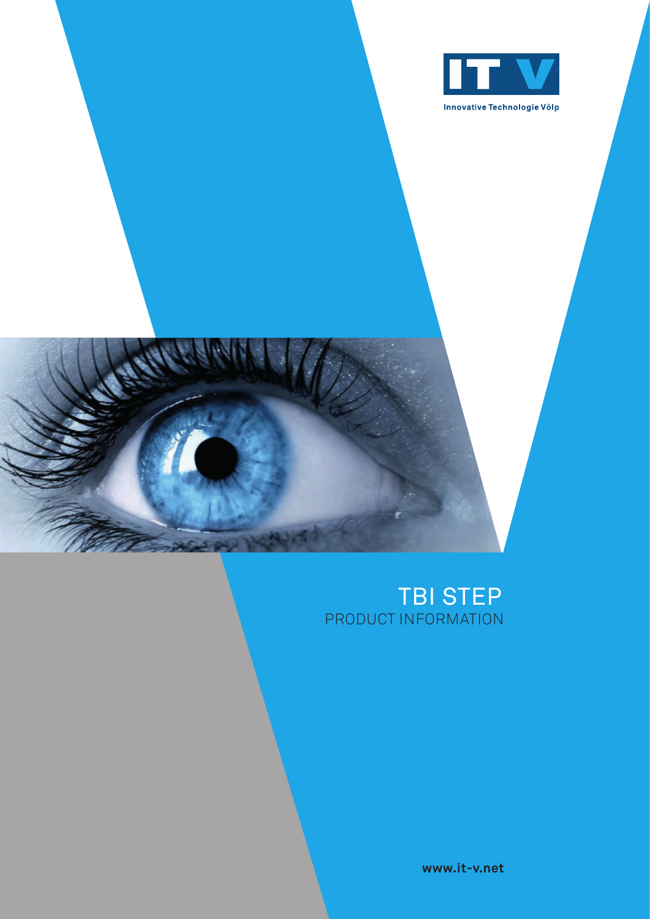IT V

Innovative Technologie Völp

# TBI STEP

PRODUCT INFORMATION

www.it-v.net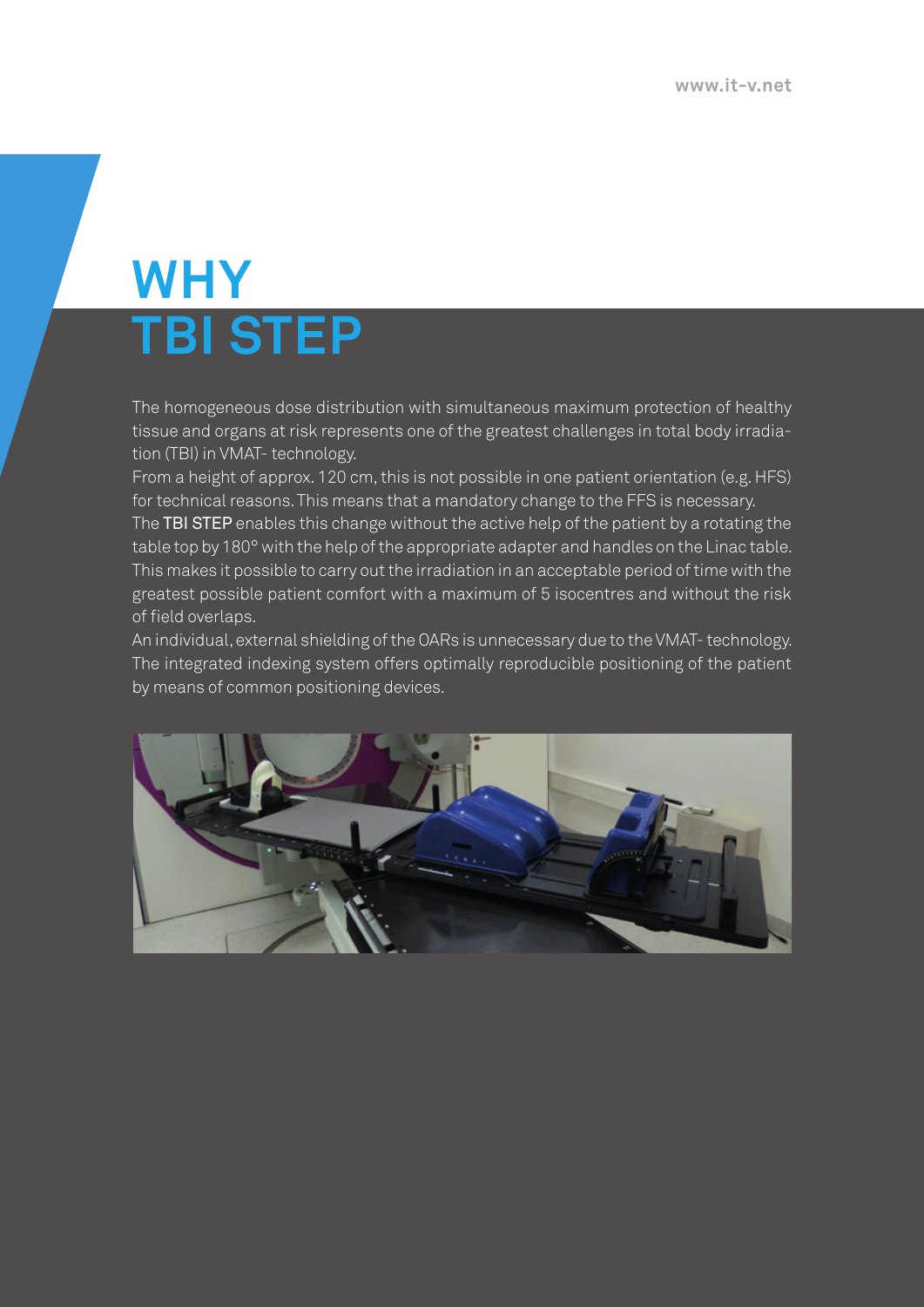# WHY TBI STEP

The homogeneous dose distribution with simultaneous maximum protection of healthy tissue and organs at risk represents one of the greatest challenges in total body irradiation (TBI) in VMAT- technology.

From a height of approx. 120 cm, this is not possible in one patient orientation (e.g. HFS) for technical reasons. This means that a mandatory change to the FFS is necessary.

The **TBI STEP** enables this change without the active help of the patient by a rotating the table top by 180° with the help of the appropriate adapter and handles on the Linac table. This makes it possible to carry out the irradiation in an acceptable period of time with the greatest possible patient comfort with a maximum of 5 isocentres and without the risk of field overlaps.

An individual, external shielding of the OARs is unnecessary due to the VMAT- technology. The integrated indexing system offers optimally reproducible positioning of the patient by means of common positioning devices.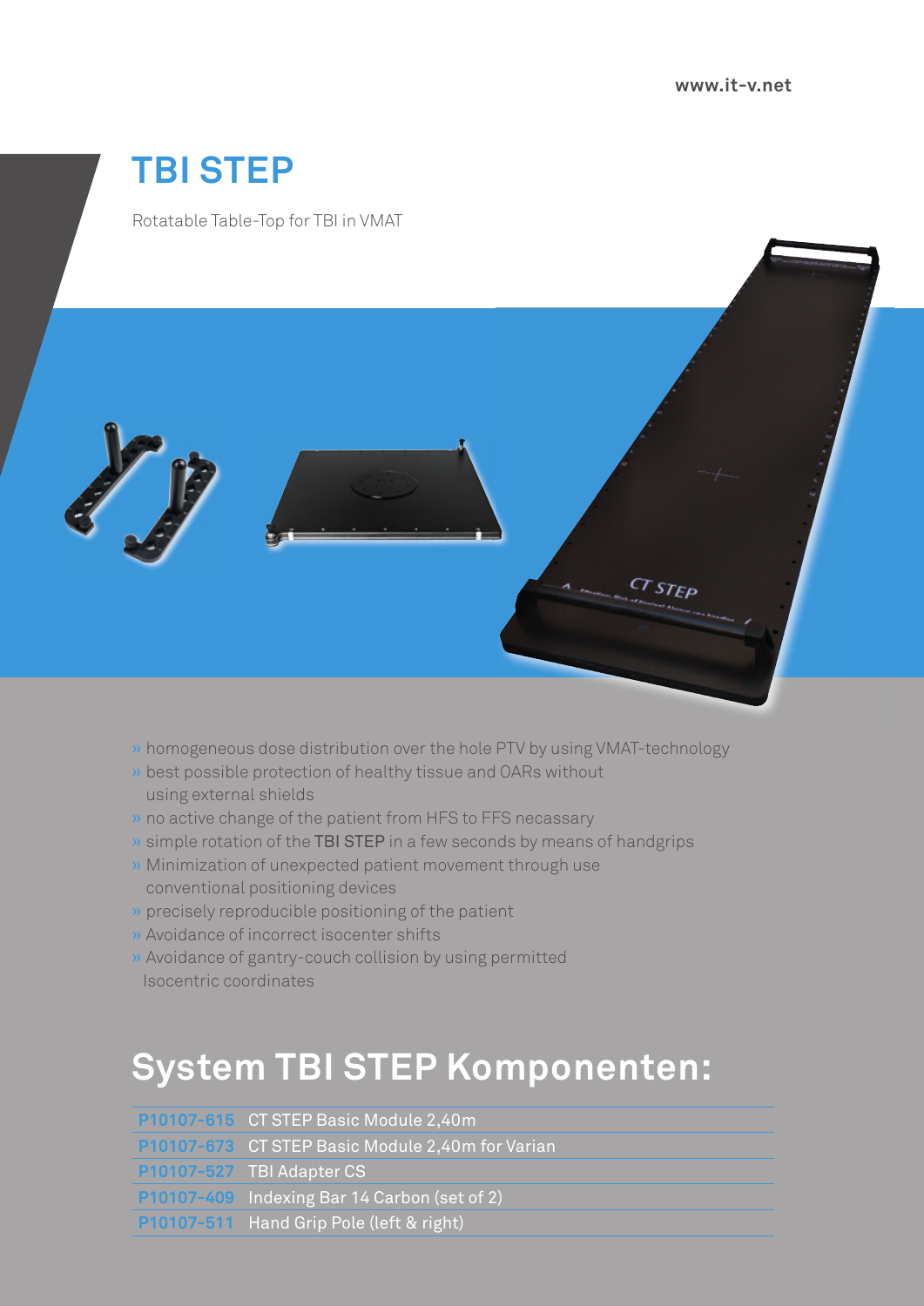# TBI STEP

Rotatable Table-Top for TBI in VMAT

- » homogeneous dose distribution over the hole PTV by using VMAT-technology
- » best possible protection of healthy tissue and OARs without using external shields
- » no active change of the patient from HFS to FFS necassary
- » simple rotation of the **TBI STEP** in a few seconds by means of handgrips
- » Minimization of unexpected patient movement through use conventional positioning devices
- » precisely reproducible positioning of the patient
- » Avoidance of incorrect isocenter shifts
- » Avoidance of gantry-couch collision by using permitted Isocentric coordinates

## System TBI STEP Komponenten:

| | |
|---|---|
| **P10107-615** | CT STEP Basic Module 2,40m |
| **P10107-673** | CT STEP Basic Module 2,40m for Varian |
| **P10107-527** | TBI Adapter CS |
| **P10107-409** | Indexing Bar 14 Carbon (set of 2) |
| **P10107-511** | Hand Grip Pole (left & right) |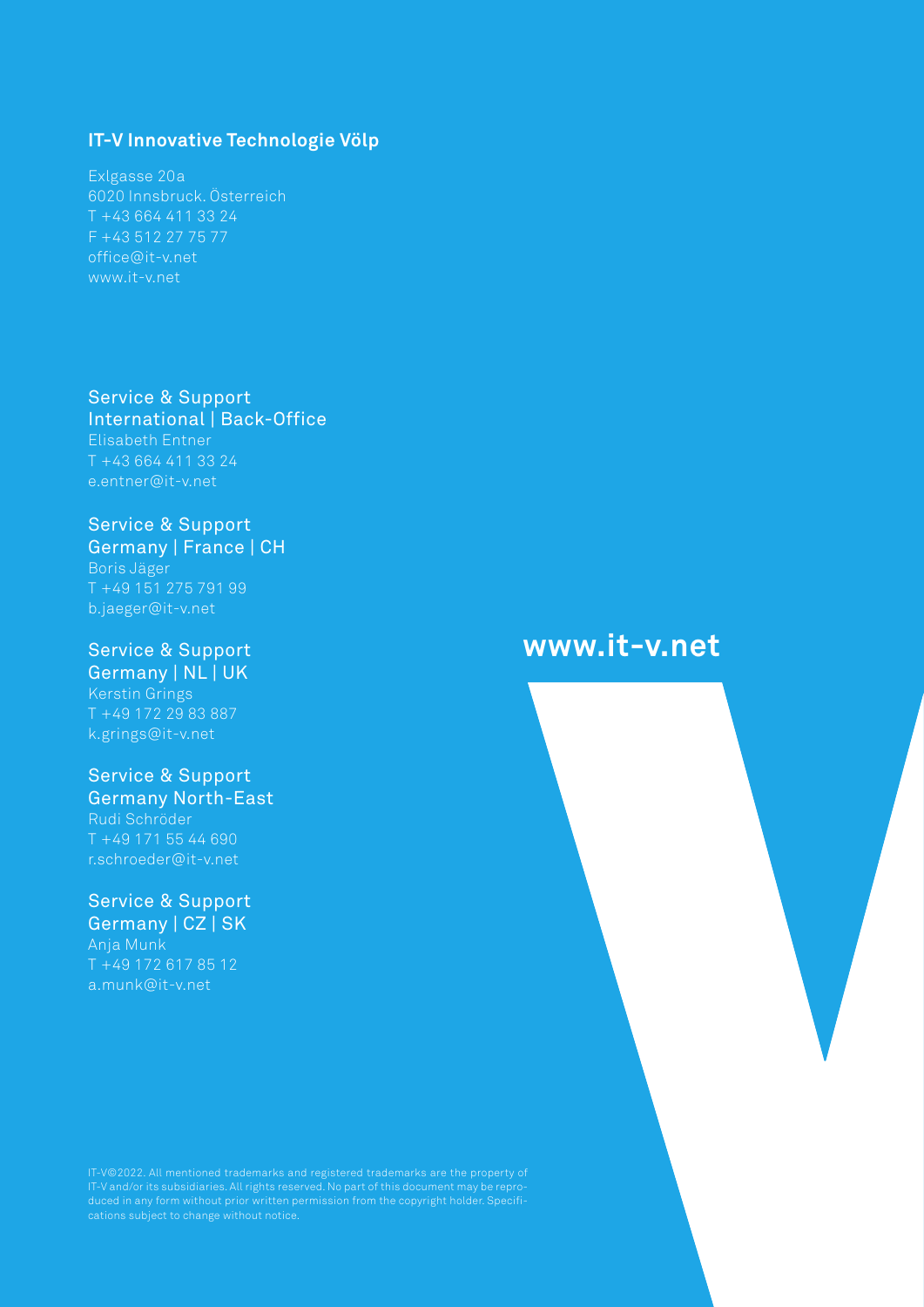## IT-V Innovative Technologie Völp

Exlgasse 20a
6020 Innsbruck. Österreich
T +43 664 411 33 24
F +43 512 27 75 77
office@it-v.net
www.it-v.net

### Service & Support
### International | Back-Office

Elisabeth Entner
T +43 664 411 33 24
e.entner@it-v.net

### Service & Support
### Germany | France | CH

Boris Jäger
T +49 151 275 791 99
b.jaeger@it-v.net

### Service & Support
### Germany | NL | UK

Kerstin Grings
T +49 172 29 83 887
k.grings@it-v.net

### Service & Support
### Germany North-East

Rudi Schröder
T +49 171 55 44 690
r.schroeder@it-v.net

### Service & Support
### Germany | CZ | SK

Anja Munk
T +49 172 617 85 12
a.munk@it-v.net

**www.it-v.net**

IT-V©2022. All mentioned trademarks and registered trademarks are the property of IT-V and/or its subsidiaries. All rights reserved. No part of this document may be reproduced in any form without prior written permission from the copyright holder. Specifications subject to change without notice.